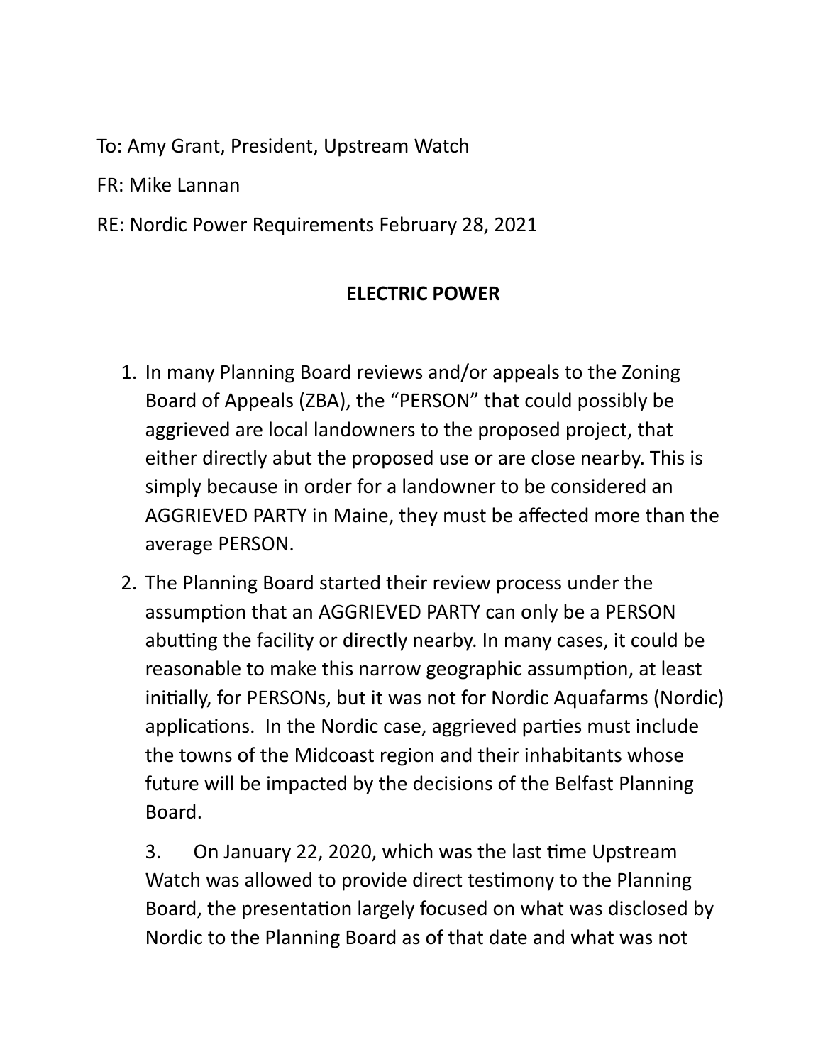To: Amy Grant, President, Upstream Watch

FR: Mike Lannan

RE: Nordic Power Requirements February 28, 2021

## ELECTRIC POWER

1. In many Planning Board reviews and/or appeals to the Zoning Board of Appeals (ZBA), the "PERSON" that could possibly be aggrieved are local landowners to the proposed project, that either directly abut the proposed use or are close nearby. This is simply because in order for a landowner to be considered an AGGRIEVED PARTY in Maine, they must be affected more than the average PERSON.
2. The Planning Board started their review process under the assumption that an AGGRIEVED PARTY can only be a PERSON abutting the facility or directly nearby. In many cases, it could be reasonable to make this narrow geographic assumption, at least initially, for PERSONs, but it was not for Nordic Aquafarms (Nordic) applications. In the Nordic case, aggrieved parties must include the towns of the Midcoast region and their inhabitants whose future will be impacted by the decisions of the Belfast Planning Board.
3. On January 22, 2020, which was the last time Upstream Watch was allowed to provide direct testimony to the Planning Board, the presentation largely focused on what was disclosed by Nordic to the Planning Board as of that date and what was not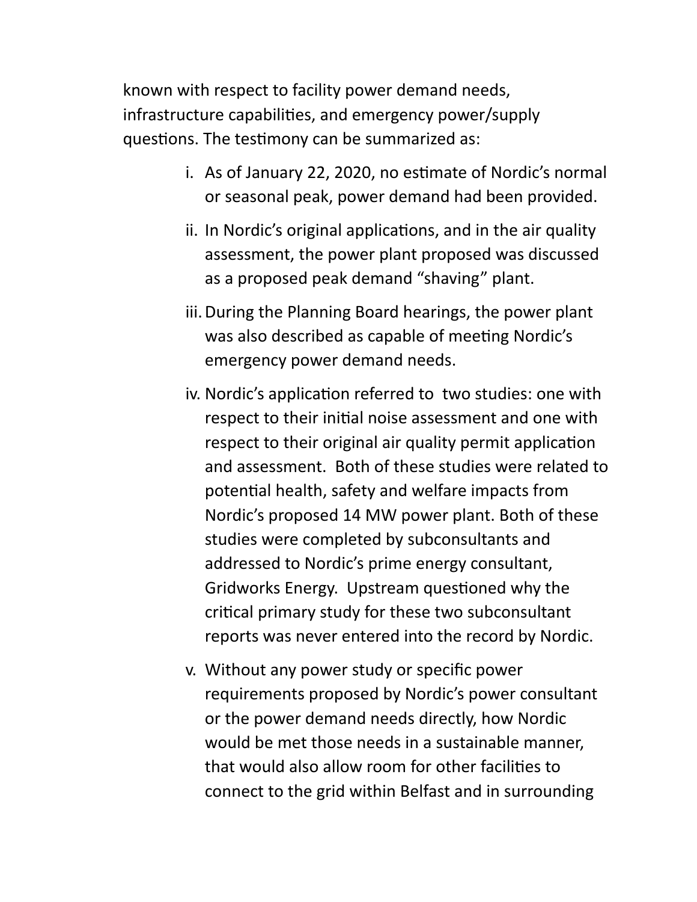known with respect to facility power demand needs, infrastructure capabilities, and emergency power/supply questions. The testimony can be summarized as:

i. As of January 22, 2020, no estimate of Nordic's normal or seasonal peak, power demand had been provided.

ii. In Nordic's original applications, and in the air quality assessment, the power plant proposed was discussed as a proposed peak demand "shaving" plant.

iii. During the Planning Board hearings, the power plant was also described as capable of meeting Nordic's emergency power demand needs.

iv. Nordic's application referred to two studies: one with respect to their initial noise assessment and one with respect to their original air quality permit application and assessment. Both of these studies were related to potential health, safety and welfare impacts from Nordic's proposed 14 MW power plant. Both of these studies were completed by subconsultants and addressed to Nordic's prime energy consultant, Gridworks Energy. Upstream questioned why the critical primary study for these two subconsultant reports was never entered into the record by Nordic.

v. Without any power study or specific power requirements proposed by Nordic's power consultant or the power demand needs directly, how Nordic would be met those needs in a sustainable manner, that would also allow room for other facilities to connect to the grid within Belfast and in surrounding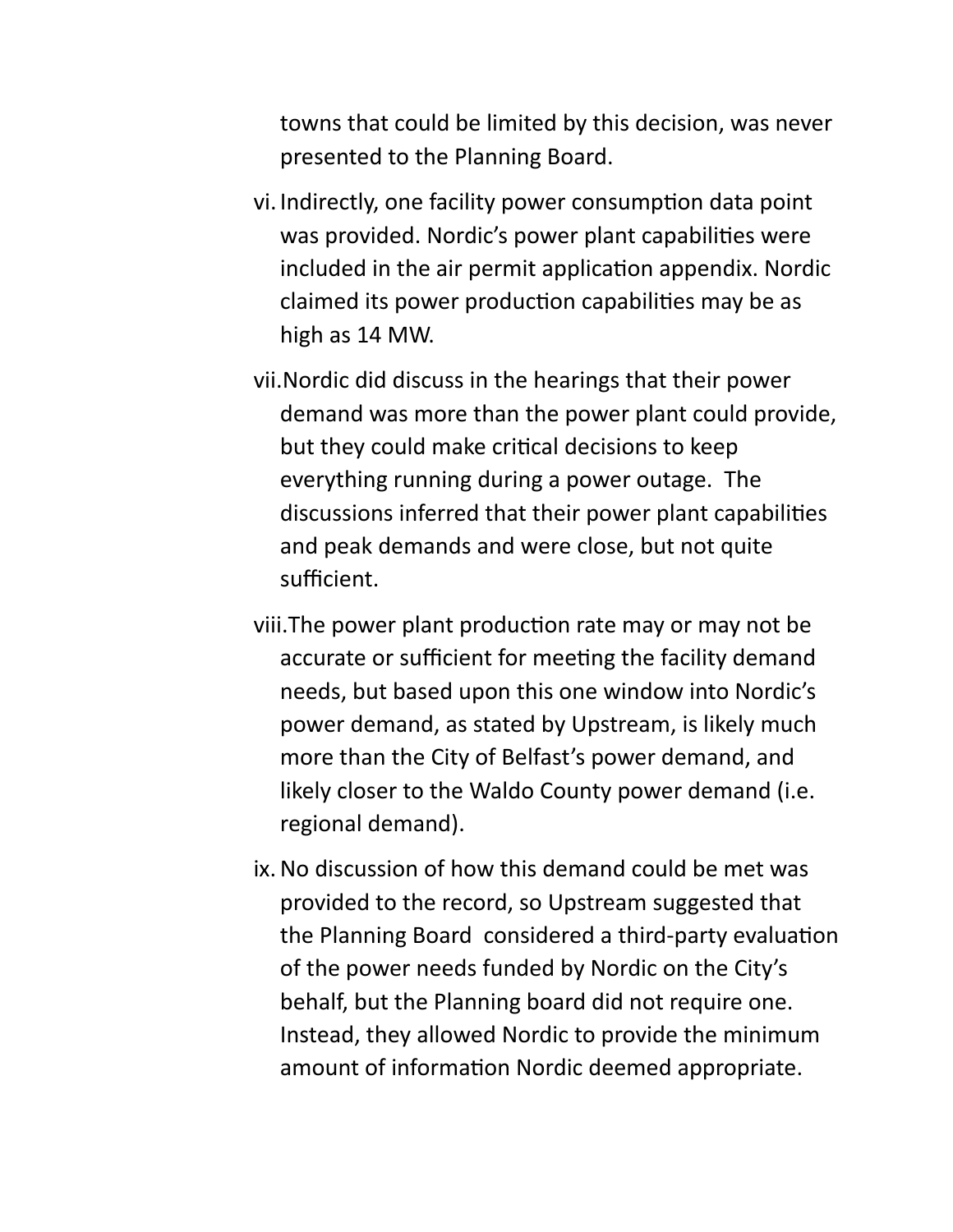towns that could be limited by this decision, was never presented to the Planning Board.

vi. Indirectly, one facility power consumption data point was provided. Nordic's power plant capabilities were included in the air permit application appendix. Nordic claimed its power production capabilities may be as high as 14 MW.

vii. Nordic did discuss in the hearings that their power demand was more than the power plant could provide, but they could make critical decisions to keep everything running during a power outage. The discussions inferred that their power plant capabilities and peak demands and were close, but not quite sufficient.

viii. The power plant production rate may or may not be accurate or sufficient for meeting the facility demand needs, but based upon this one window into Nordic's power demand, as stated by Upstream, is likely much more than the City of Belfast's power demand, and likely closer to the Waldo County power demand (i.e. regional demand).

ix. No discussion of how this demand could be met was provided to the record, so Upstream suggested that the Planning Board considered a third-party evaluation of the power needs funded by Nordic on the City's behalf, but the Planning board did not require one. Instead, they allowed Nordic to provide the minimum amount of information Nordic deemed appropriate.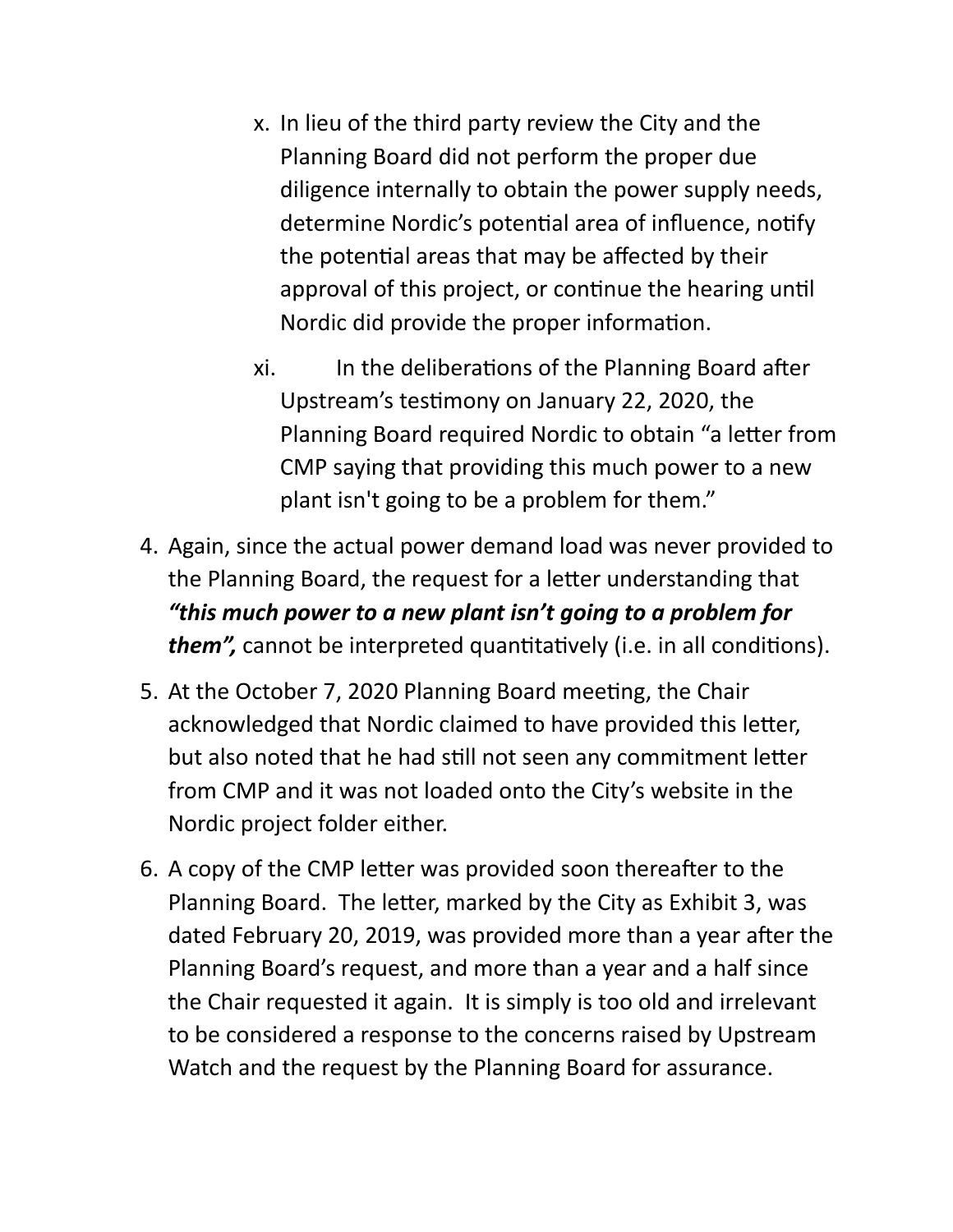x. In lieu of the third party review the City and the Planning Board did not perform the proper due diligence internally to obtain the power supply needs, determine Nordic's potential area of influence, notify the potential areas that may be affected by their approval of this project, or continue the hearing until Nordic did provide the proper information.

xi. In the deliberations of the Planning Board after Upstream's testimony on January 22, 2020, the Planning Board required Nordic to obtain "a letter from CMP saying that providing this much power to a new plant isn't going to be a problem for them."

4. Again, since the actual power demand load was never provided to the Planning Board, the request for a letter understanding that ***"this much power to a new plant isn't going to a problem for them",*** cannot be interpreted quantitatively (i.e. in all conditions).

5. At the October 7, 2020 Planning Board meeting, the Chair acknowledged that Nordic claimed to have provided this letter, but also noted that he had still not seen any commitment letter from CMP and it was not loaded onto the City's website in the Nordic project folder either.

6. A copy of the CMP letter was provided soon thereafter to the Planning Board. The letter, marked by the City as Exhibit 3, was dated February 20, 2019, was provided more than a year after the Planning Board's request, and more than a year and a half since the Chair requested it again. It is simply is too old and irrelevant to be considered a response to the concerns raised by Upstream Watch and the request by the Planning Board for assurance.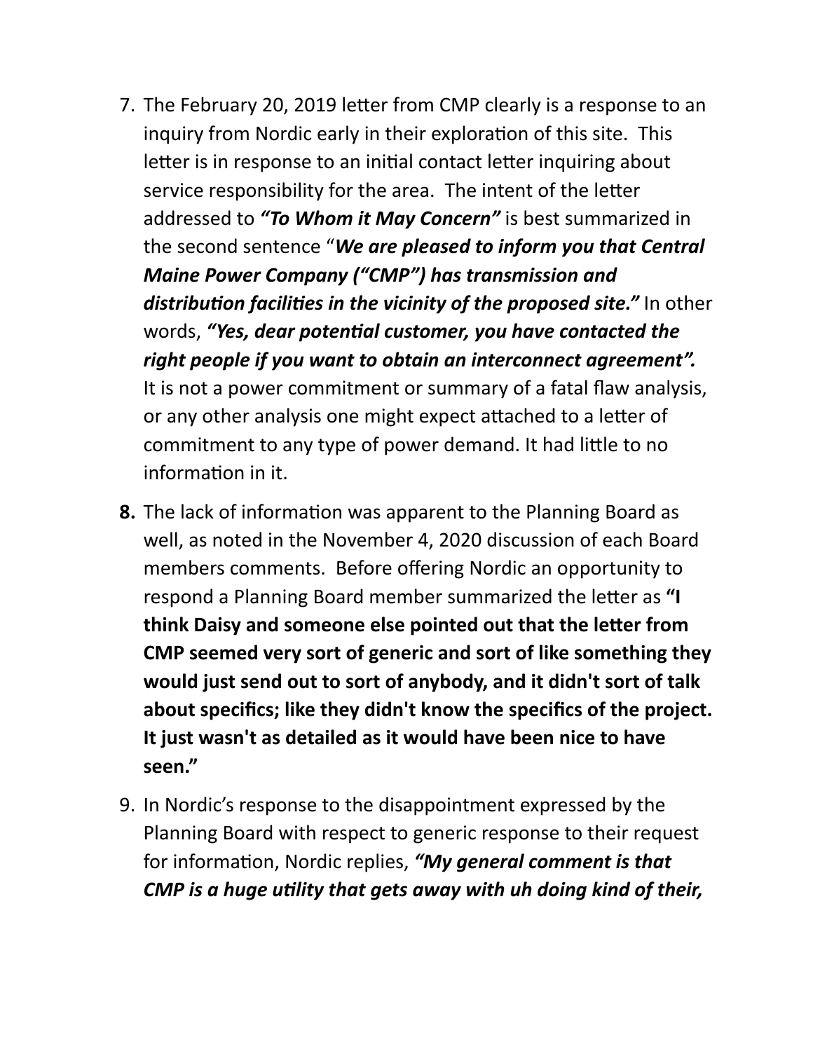7. The February 20, 2019 letter from CMP clearly is a response to an inquiry from Nordic early in their exploration of this site. This letter is in response to an initial contact letter inquiring about service responsibility for the area. The intent of the letter addressed to ***"To Whom it May Concern"*** is best summarized in the second sentence "***We are pleased to inform you that Central Maine Power Company ("CMP") has transmission and distribution facilities in the vicinity of the proposed site."*** In other words, ***"Yes, dear potential customer, you have contacted the right people if you want to obtain an interconnect agreement".*** It is not a power commitment or summary of a fatal flaw analysis, or any other analysis one might expect attached to a letter of commitment to any type of power demand. It had little to no information in it.

8. The lack of information was apparent to the Planning Board as well, as noted in the November 4, 2020 discussion of each Board members comments. Before offering Nordic an opportunity to respond a Planning Board member summarized the letter as **"I think Daisy and someone else pointed out that the letter from CMP seemed very sort of generic and sort of like something they would just send out to sort of anybody, and it didn't sort of talk about specifics; like they didn't know the specifics of the project. It just wasn't as detailed as it would have been nice to have seen."**

9. In Nordic's response to the disappointment expressed by the Planning Board with respect to generic response to their request for information, Nordic replies, ***"My general comment is that CMP is a huge utility that gets away with uh doing kind of their,***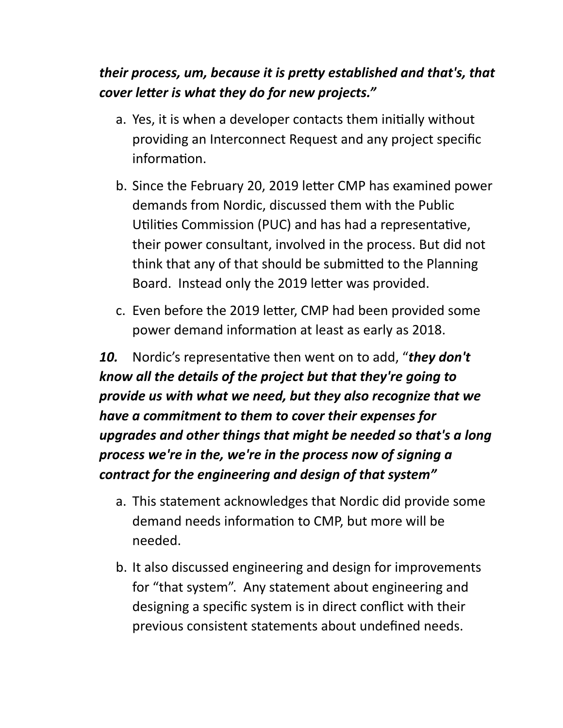***their process, um, because it is pretty established and that's, that cover letter is what they do for new projects."***

a. Yes, it is when a developer contacts them initially without providing an Interconnect Request and any project specific information.

b. Since the February 20, 2019 letter CMP has examined power demands from Nordic, discussed them with the Public Utilities Commission (PUC) and has had a representative, their power consultant, involved in the process. But did not think that any of that should be submitted to the Planning Board. Instead only the 2019 letter was provided.

c. Even before the 2019 letter, CMP had been provided some power demand information at least as early as 2018.

***10.*** Nordic's representative then went on to add, "***they don't know all the details of the project but that they're going to provide us with what we need, but they also recognize that we have a commitment to them to cover their expenses for upgrades and other things that might be needed so that's a long process we're in the, we're in the process now of signing a contract for the engineering and design of that system"***

a. This statement acknowledges that Nordic did provide some demand needs information to CMP, but more will be needed.

b. It also discussed engineering and design for improvements for "that system". Any statement about engineering and designing a specific system is in direct conflict with their previous consistent statements about undefined needs.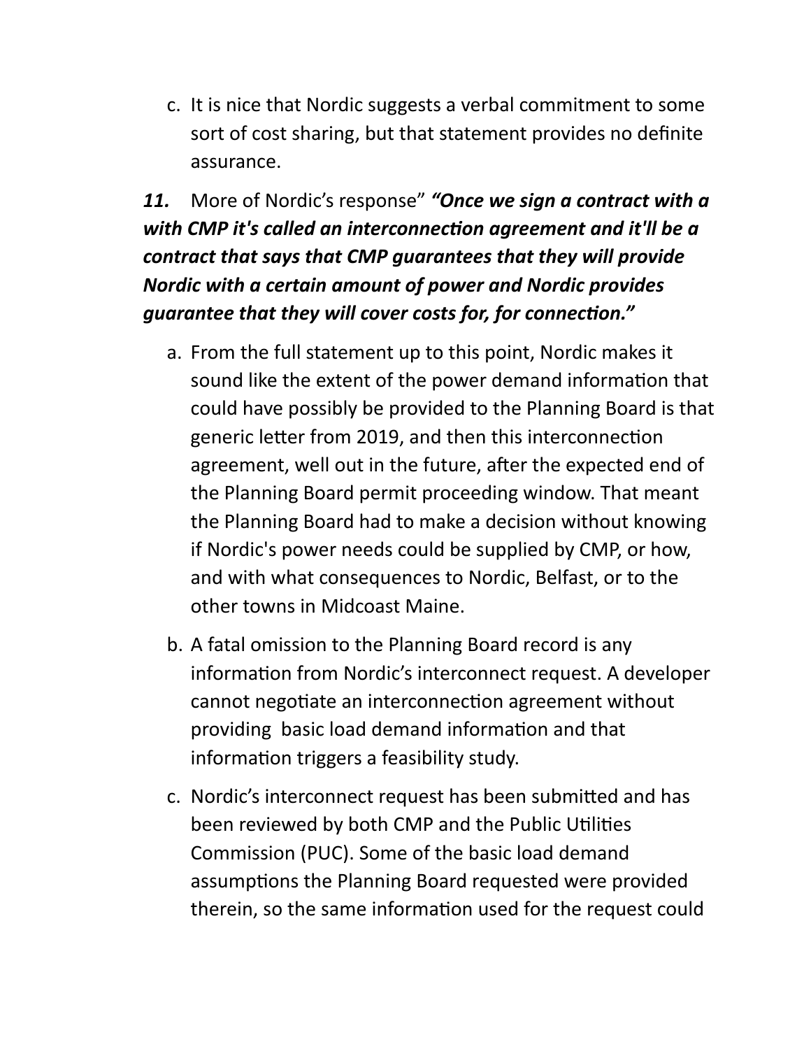c. It is nice that Nordic suggests a verbal commitment to some sort of cost sharing, but that statement provides no definite assurance.

***11.*** More of Nordic's response" ***"Once we sign a contract with a with CMP it's called an interconnection agreement and it'll be a contract that says that CMP guarantees that they will provide Nordic with a certain amount of power and Nordic provides guarantee that they will cover costs for, for connection."***

a. From the full statement up to this point, Nordic makes it sound like the extent of the power demand information that could have possibly be provided to the Planning Board is that generic letter from 2019, and then this interconnection agreement, well out in the future, after the expected end of the Planning Board permit proceeding window. That meant the Planning Board had to make a decision without knowing if Nordic's power needs could be supplied by CMP, or how, and with what consequences to Nordic, Belfast, or to the other towns in Midcoast Maine.

b. A fatal omission to the Planning Board record is any information from Nordic's interconnect request. A developer cannot negotiate an interconnection agreement without providing basic load demand information and that information triggers a feasibility study.

c. Nordic's interconnect request has been submitted and has been reviewed by both CMP and the Public Utilities Commission (PUC). Some of the basic load demand assumptions the Planning Board requested were provided therein, so the same information used for the request could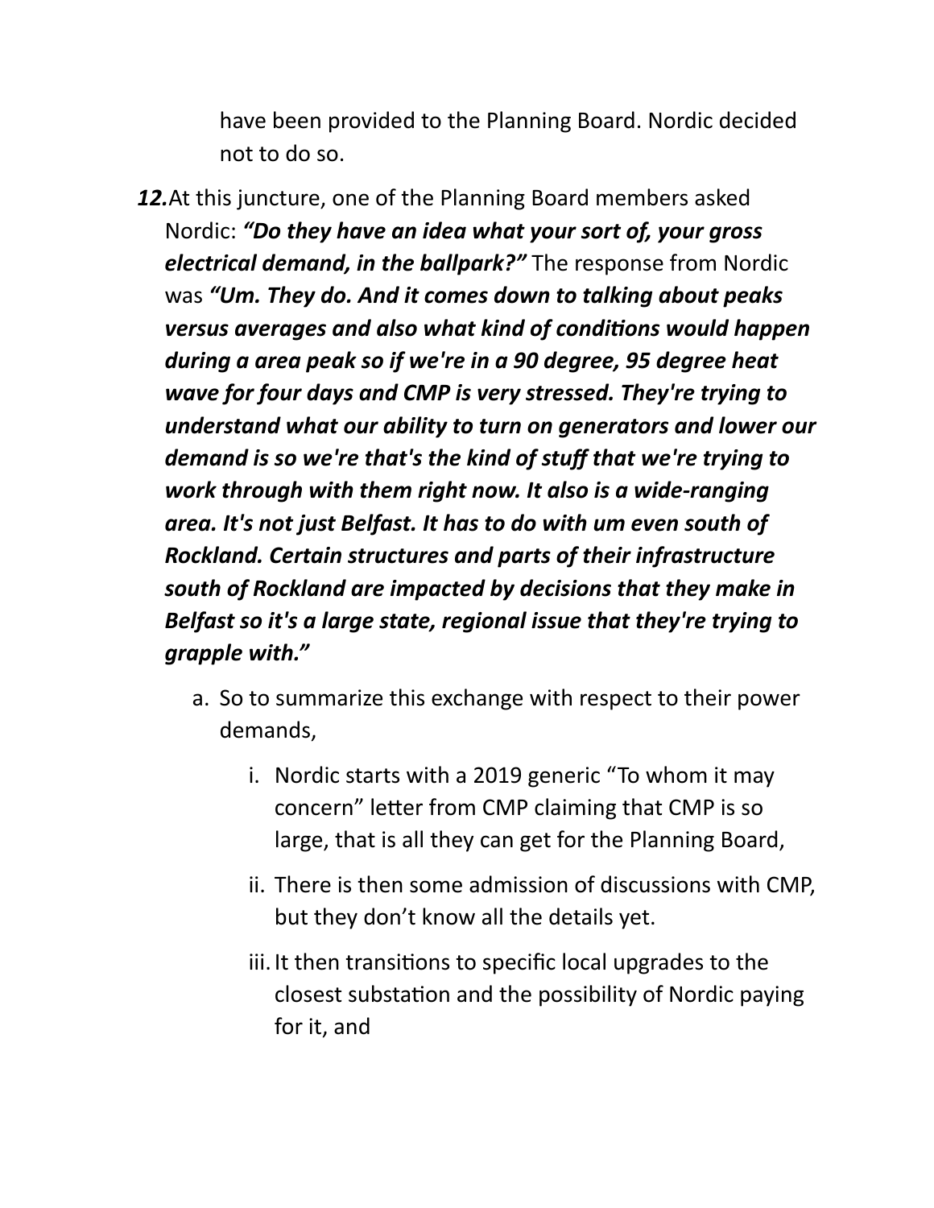have been provided to the Planning Board. Nordic decided not to do so.

***12.*** At this juncture, one of the Planning Board members asked Nordic: ***"Do they have an idea what your sort of, your gross electrical demand, in the ballpark?"*** The response from Nordic was ***"Um. They do. And it comes down to talking about peaks versus averages and also what kind of conditions would happen during a area peak so if we're in a 90 degree, 95 degree heat wave for four days and CMP is very stressed. They're trying to understand what our ability to turn on generators and lower our demand is so we're that's the kind of stuff that we're trying to work through with them right now. It also is a wide-ranging area. It's not just Belfast. It has to do with um even south of Rockland. Certain structures and parts of their infrastructure south of Rockland are impacted by decisions that they make in Belfast so it's a large state, regional issue that they're trying to grapple with."***

a. So to summarize this exchange with respect to their power demands,

   i. Nordic starts with a 2019 generic "To whom it may concern" letter from CMP claiming that CMP is so large, that is all they can get for the Planning Board,

   ii. There is then some admission of discussions with CMP, but they don't know all the details yet.

   iii. It then transitions to specific local upgrades to the closest substation and the possibility of Nordic paying for it, and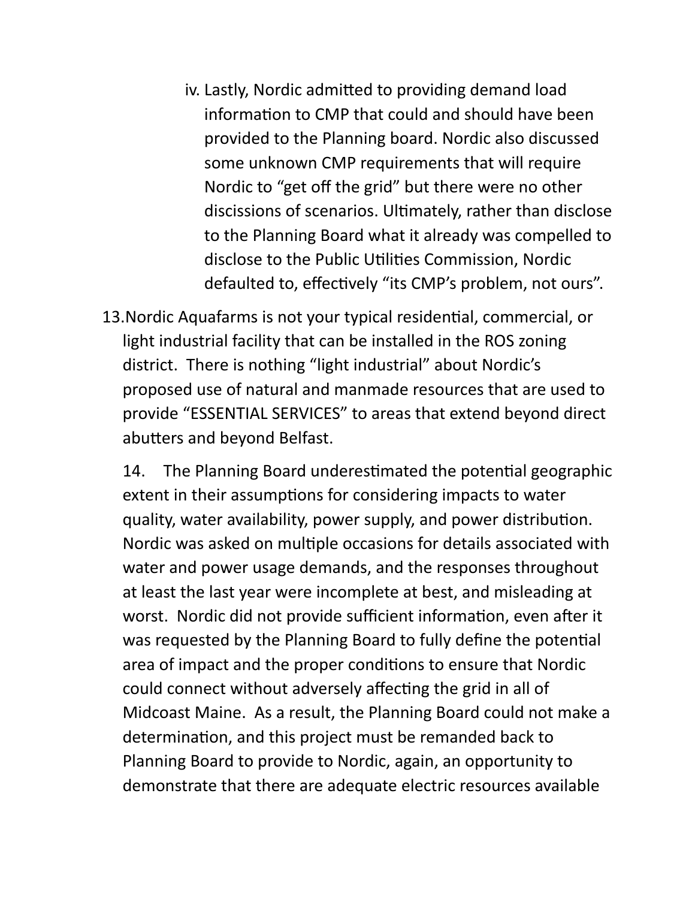iv. Lastly, Nordic admitted to providing demand load information to CMP that could and should have been provided to the Planning board. Nordic also discussed some unknown CMP requirements that will require Nordic to "get off the grid" but there were no other discissions of scenarios. Ultimately, rather than disclose to the Planning Board what it already was compelled to disclose to the Public Utilities Commission, Nordic defaulted to, effectively "its CMP's problem, not ours".

13. Nordic Aquafarms is not your typical residential, commercial, or light industrial facility that can be installed in the ROS zoning district. There is nothing "light industrial" about Nordic's proposed use of natural and manmade resources that are used to provide "ESSENTIAL SERVICES" to areas that extend beyond direct abutters and beyond Belfast.

14. The Planning Board underestimated the potential geographic extent in their assumptions for considering impacts to water quality, water availability, power supply, and power distribution. Nordic was asked on multiple occasions for details associated with water and power usage demands, and the responses throughout at least the last year were incomplete at best, and misleading at worst. Nordic did not provide sufficient information, even after it was requested by the Planning Board to fully define the potential area of impact and the proper conditions to ensure that Nordic could connect without adversely affecting the grid in all of Midcoast Maine. As a result, the Planning Board could not make a determination, and this project must be remanded back to Planning Board to provide to Nordic, again, an opportunity to demonstrate that there are adequate electric resources available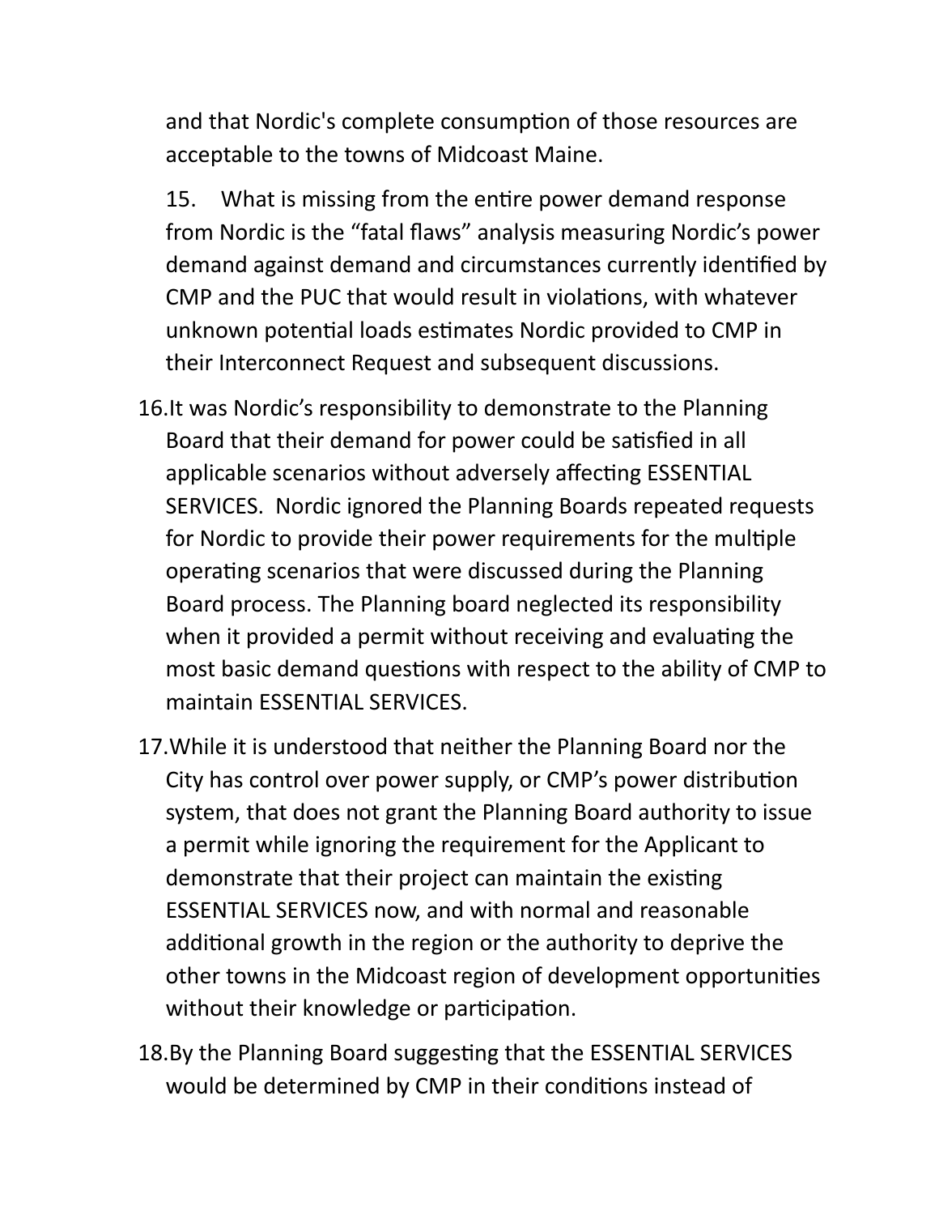and that Nordic's complete consumption of those resources are acceptable to the towns of Midcoast Maine.

15. What is missing from the entire power demand response from Nordic is the “fatal flaws” analysis measuring Nordic’s power demand against demand and circumstances currently identified by CMP and the PUC that would result in violations, with whatever unknown potential loads estimates Nordic provided to CMP in their Interconnect Request and subsequent discussions.

16. It was Nordic’s responsibility to demonstrate to the Planning Board that their demand for power could be satisfied in all applicable scenarios without adversely affecting ESSENTIAL SERVICES. Nordic ignored the Planning Boards repeated requests for Nordic to provide their power requirements for the multiple operating scenarios that were discussed during the Planning Board process. The Planning board neglected its responsibility when it provided a permit without receiving and evaluating the most basic demand questions with respect to the ability of CMP to maintain ESSENTIAL SERVICES.

17. While it is understood that neither the Planning Board nor the City has control over power supply, or CMP’s power distribution system, that does not grant the Planning Board authority to issue a permit while ignoring the requirement for the Applicant to demonstrate that their project can maintain the existing ESSENTIAL SERVICES now, and with normal and reasonable additional growth in the region or the authority to deprive the other towns in the Midcoast region of development opportunities without their knowledge or participation.

18. By the Planning Board suggesting that the ESSENTIAL SERVICES would be determined by CMP in their conditions instead of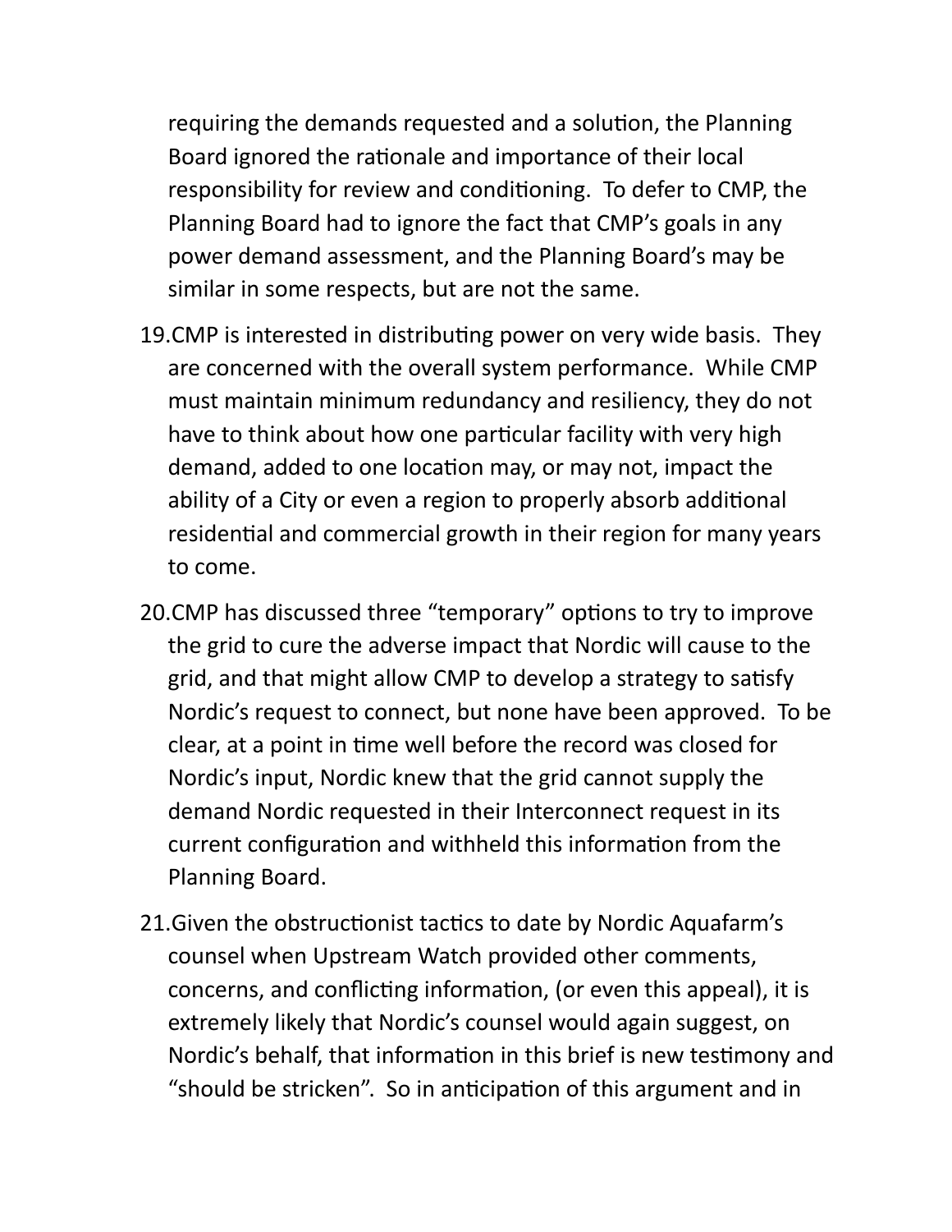requiring the demands requested and a solution, the Planning Board ignored the rationale and importance of their local responsibility for review and conditioning. To defer to CMP, the Planning Board had to ignore the fact that CMP's goals in any power demand assessment, and the Planning Board's may be similar in some respects, but are not the same.

19. CMP is interested in distributing power on very wide basis. They are concerned with the overall system performance. While CMP must maintain minimum redundancy and resiliency, they do not have to think about how one particular facility with very high demand, added to one location may, or may not, impact the ability of a City or even a region to properly absorb additional residential and commercial growth in their region for many years to come.

20. CMP has discussed three "temporary" options to try to improve the grid to cure the adverse impact that Nordic will cause to the grid, and that might allow CMP to develop a strategy to satisfy Nordic's request to connect, but none have been approved. To be clear, at a point in time well before the record was closed for Nordic's input, Nordic knew that the grid cannot supply the demand Nordic requested in their Interconnect request in its current configuration and withheld this information from the Planning Board.

21. Given the obstructionist tactics to date by Nordic Aquafarm's counsel when Upstream Watch provided other comments, concerns, and conflicting information, (or even this appeal), it is extremely likely that Nordic's counsel would again suggest, on Nordic's behalf, that information in this brief is new testimony and "should be stricken". So in anticipation of this argument and in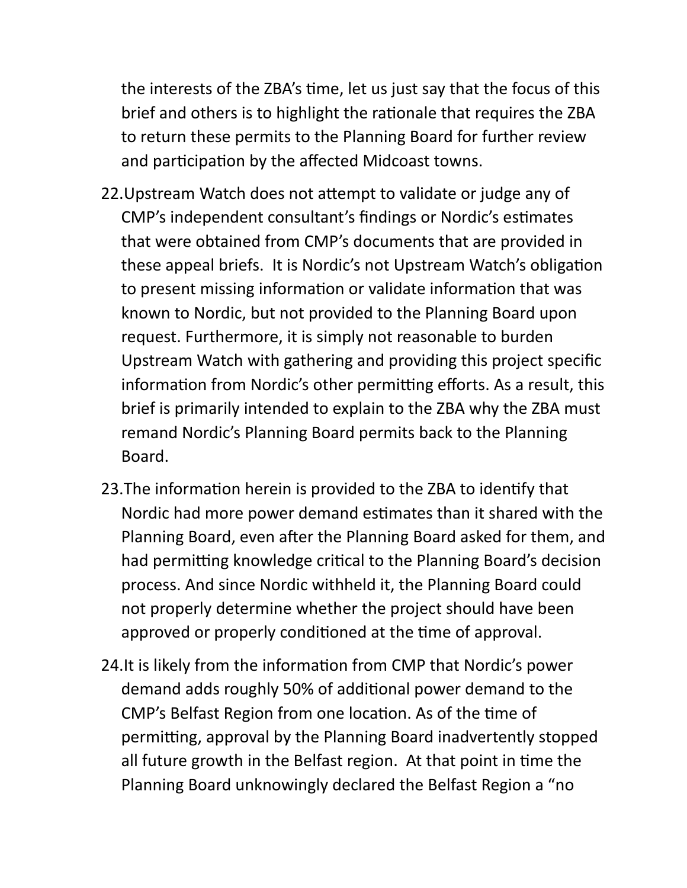the interests of the ZBA's time, let us just say that the focus of this brief and others is to highlight the rationale that requires the ZBA to return these permits to the Planning Board for further review and participation by the affected Midcoast towns.

22. Upstream Watch does not attempt to validate or judge any of CMP's independent consultant's findings or Nordic's estimates that were obtained from CMP's documents that are provided in these appeal briefs. It is Nordic's not Upstream Watch's obligation to present missing information or validate information that was known to Nordic, but not provided to the Planning Board upon request. Furthermore, it is simply not reasonable to burden Upstream Watch with gathering and providing this project specific information from Nordic's other permitting efforts. As a result, this brief is primarily intended to explain to the ZBA why the ZBA must remand Nordic's Planning Board permits back to the Planning Board.

23. The information herein is provided to the ZBA to identify that Nordic had more power demand estimates than it shared with the Planning Board, even after the Planning Board asked for them, and had permitting knowledge critical to the Planning Board's decision process. And since Nordic withheld it, the Planning Board could not properly determine whether the project should have been approved or properly conditioned at the time of approval.

24. It is likely from the information from CMP that Nordic's power demand adds roughly 50% of additional power demand to the CMP's Belfast Region from one location. As of the time of permitting, approval by the Planning Board inadvertently stopped all future growth in the Belfast region. At that point in time the Planning Board unknowingly declared the Belfast Region a "no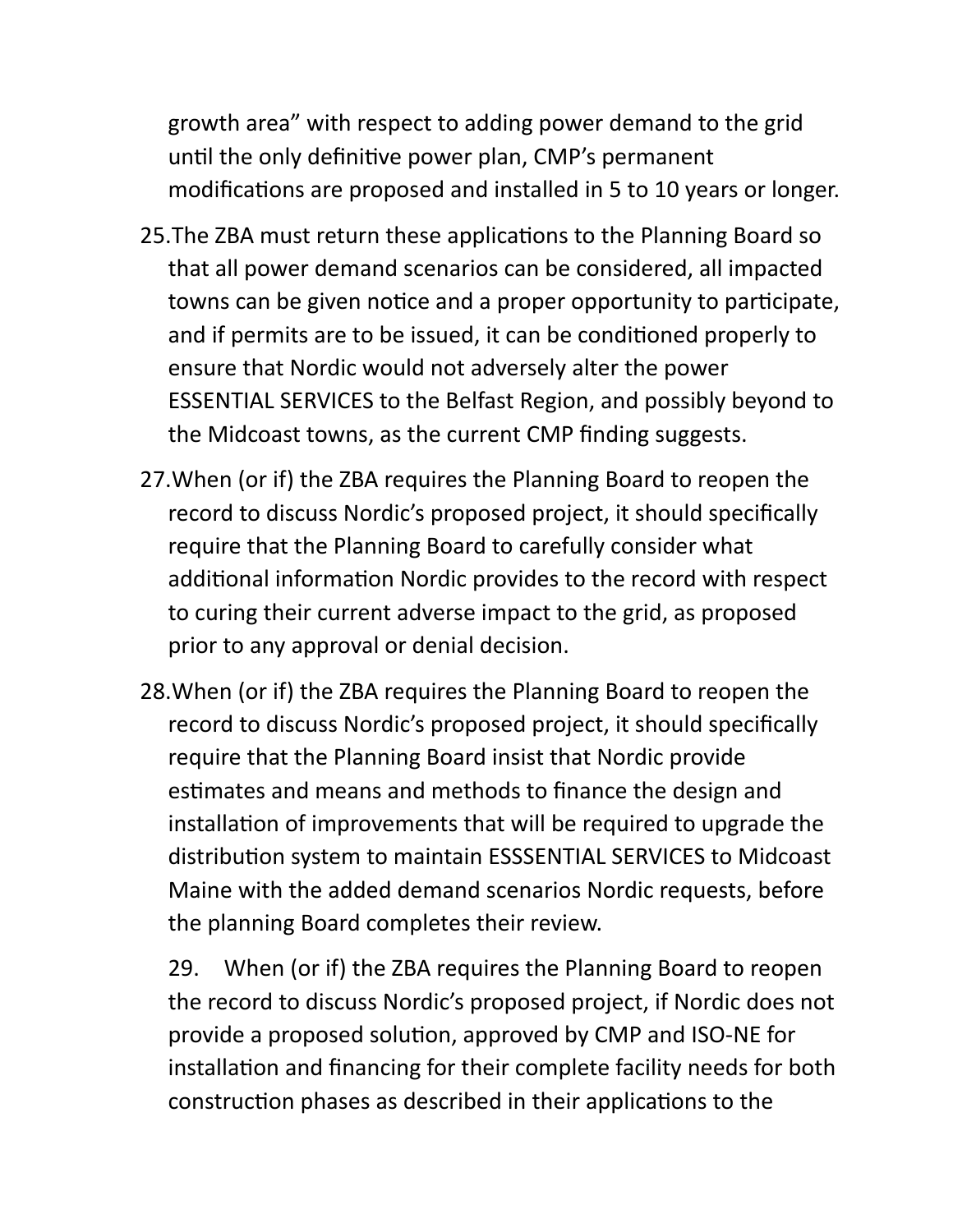growth area" with respect to adding power demand to the grid until the only definitive power plan, CMP's permanent modifications are proposed and installed in 5 to 10 years or longer.

25. The ZBA must return these applications to the Planning Board so that all power demand scenarios can be considered, all impacted towns can be given notice and a proper opportunity to participate, and if permits are to be issued, it can be conditioned properly to ensure that Nordic would not adversely alter the power ESSENTIAL SERVICES to the Belfast Region, and possibly beyond to the Midcoast towns, as the current CMP finding suggests.

27. When (or if) the ZBA requires the Planning Board to reopen the record to discuss Nordic's proposed project, it should specifically require that the Planning Board to carefully consider what additional information Nordic provides to the record with respect to curing their current adverse impact to the grid, as proposed prior to any approval or denial decision.

28. When (or if) the ZBA requires the Planning Board to reopen the record to discuss Nordic's proposed project, it should specifically require that the Planning Board insist that Nordic provide estimates and means and methods to finance the design and installation of improvements that will be required to upgrade the distribution system to maintain ESSSENTIAL SERVICES to Midcoast Maine with the added demand scenarios Nordic requests, before the planning Board completes their review.

29. When (or if) the ZBA requires the Planning Board to reopen the record to discuss Nordic's proposed project, if Nordic does not provide a proposed solution, approved by CMP and ISO-NE for installation and financing for their complete facility needs for both construction phases as described in their applications to the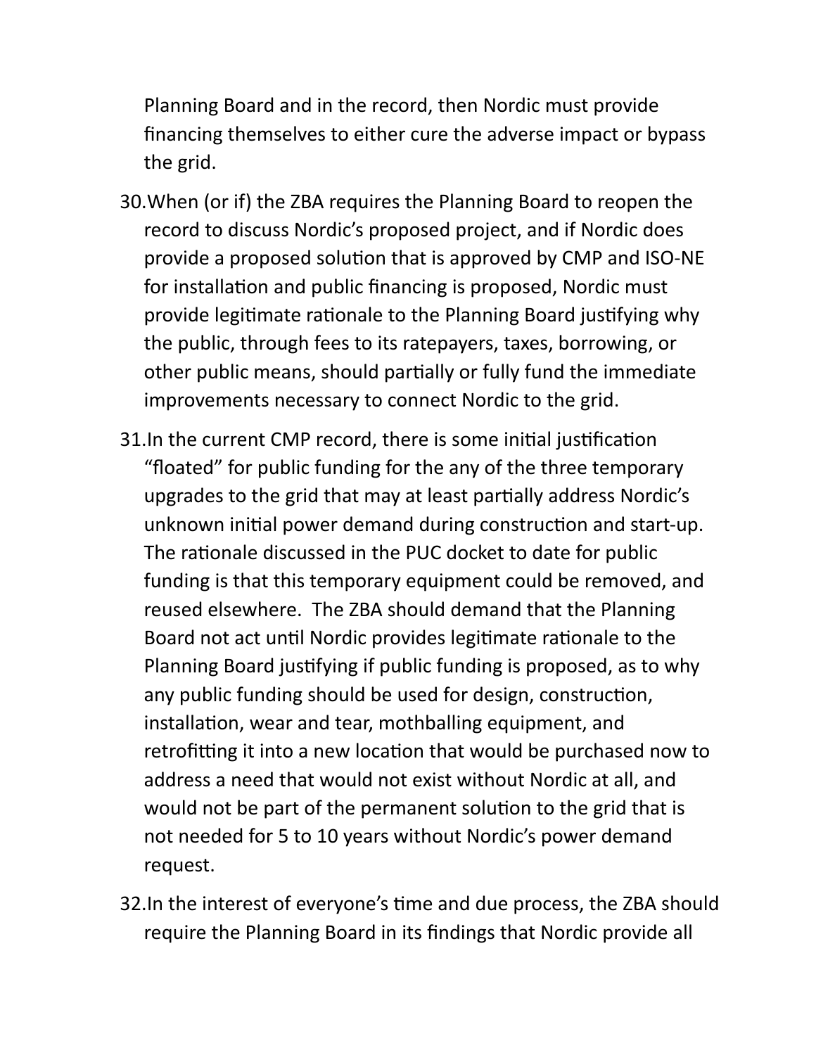Planning Board and in the record, then Nordic must provide financing themselves to either cure the adverse impact or bypass the grid.

30. When (or if) the ZBA requires the Planning Board to reopen the record to discuss Nordic's proposed project, and if Nordic does provide a proposed solution that is approved by CMP and ISO-NE for installation and public financing is proposed, Nordic must provide legitimate rationale to the Planning Board justifying why the public, through fees to its ratepayers, taxes, borrowing, or other public means, should partially or fully fund the immediate improvements necessary to connect Nordic to the grid.

31. In the current CMP record, there is some initial justification "floated" for public funding for the any of the three temporary upgrades to the grid that may at least partially address Nordic's unknown initial power demand during construction and start-up. The rationale discussed in the PUC docket to date for public funding is that this temporary equipment could be removed, and reused elsewhere. The ZBA should demand that the Planning Board not act until Nordic provides legitimate rationale to the Planning Board justifying if public funding is proposed, as to why any public funding should be used for design, construction, installation, wear and tear, mothballing equipment, and retrofitting it into a new location that would be purchased now to address a need that would not exist without Nordic at all, and would not be part of the permanent solution to the grid that is not needed for 5 to 10 years without Nordic's power demand request.

32. In the interest of everyone's time and due process, the ZBA should require the Planning Board in its findings that Nordic provide all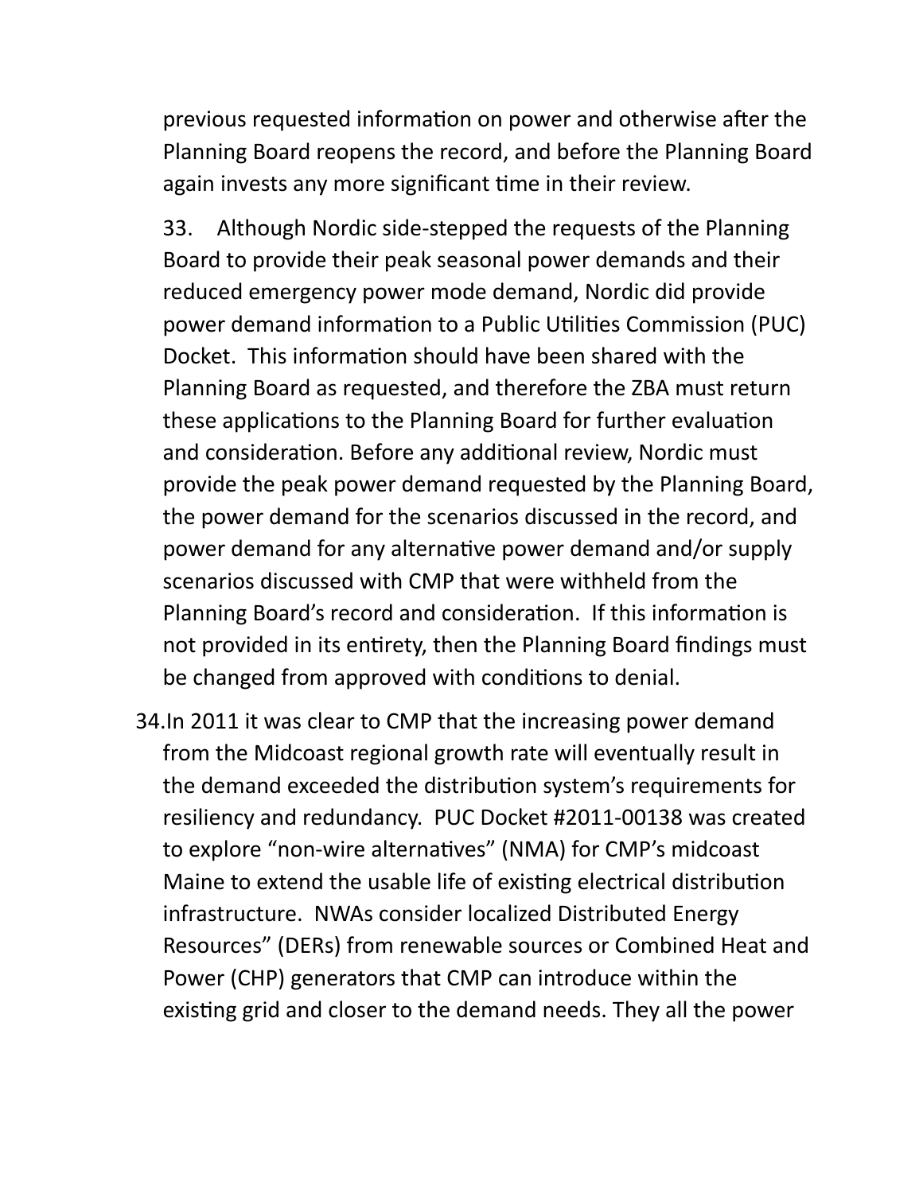previous requested information on power and otherwise after the Planning Board reopens the record, and before the Planning Board again invests any more significant time in their review.

33. Although Nordic side-stepped the requests of the Planning Board to provide their peak seasonal power demands and their reduced emergency power mode demand, Nordic did provide power demand information to a Public Utilities Commission (PUC) Docket. This information should have been shared with the Planning Board as requested, and therefore the ZBA must return these applications to the Planning Board for further evaluation and consideration. Before any additional review, Nordic must provide the peak power demand requested by the Planning Board, the power demand for the scenarios discussed in the record, and power demand for any alternative power demand and/or supply scenarios discussed with CMP that were withheld from the Planning Board's record and consideration. If this information is not provided in its entirety, then the Planning Board findings must be changed from approved with conditions to denial.

34. In 2011 it was clear to CMP that the increasing power demand from the Midcoast regional growth rate will eventually result in the demand exceeded the distribution system's requirements for resiliency and redundancy. PUC Docket #2011-00138 was created to explore "non-wire alternatives" (NMA) for CMP's midcoast Maine to extend the usable life of existing electrical distribution infrastructure. NWAs consider localized Distributed Energy Resources" (DERs) from renewable sources or Combined Heat and Power (CHP) generators that CMP can introduce within the existing grid and closer to the demand needs. They all the power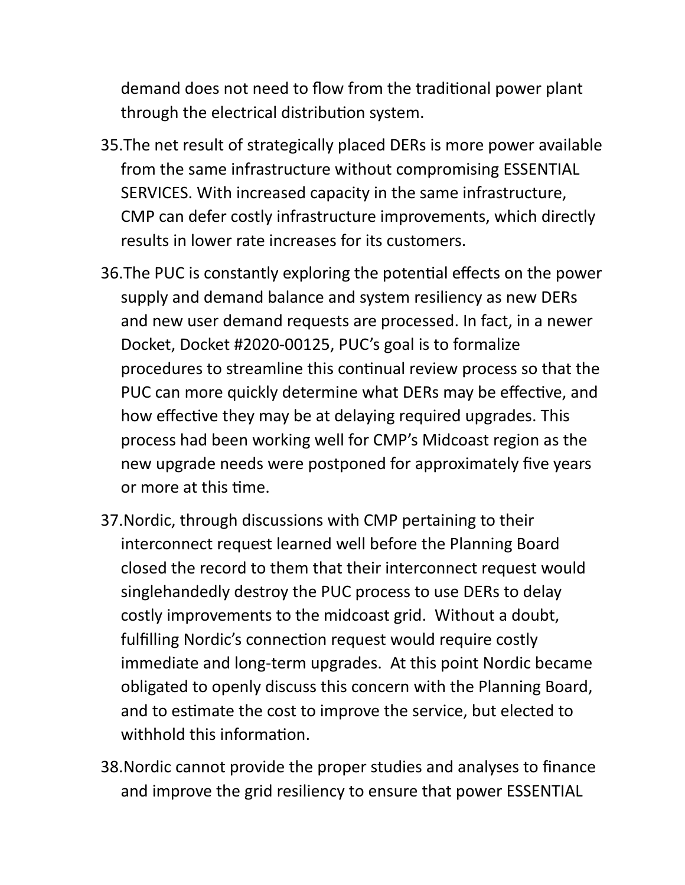demand does not need to flow from the traditional power plant through the electrical distribution system.

35. The net result of strategically placed DERs is more power available from the same infrastructure without compromising ESSENTIAL SERVICES. With increased capacity in the same infrastructure, CMP can defer costly infrastructure improvements, which directly results in lower rate increases for its customers.

36. The PUC is constantly exploring the potential effects on the power supply and demand balance and system resiliency as new DERs and new user demand requests are processed. In fact, in a newer Docket, Docket #2020-00125, PUC's goal is to formalize procedures to streamline this continual review process so that the PUC can more quickly determine what DERs may be effective, and how effective they may be at delaying required upgrades. This process had been working well for CMP's Midcoast region as the new upgrade needs were postponed for approximately five years or more at this time.

37. Nordic, through discussions with CMP pertaining to their interconnect request learned well before the Planning Board closed the record to them that their interconnect request would singlehandedly destroy the PUC process to use DERs to delay costly improvements to the midcoast grid. Without a doubt, fulfilling Nordic's connection request would require costly immediate and long-term upgrades. At this point Nordic became obligated to openly discuss this concern with the Planning Board, and to estimate the cost to improve the service, but elected to withhold this information.

38. Nordic cannot provide the proper studies and analyses to finance and improve the grid resiliency to ensure that power ESSENTIAL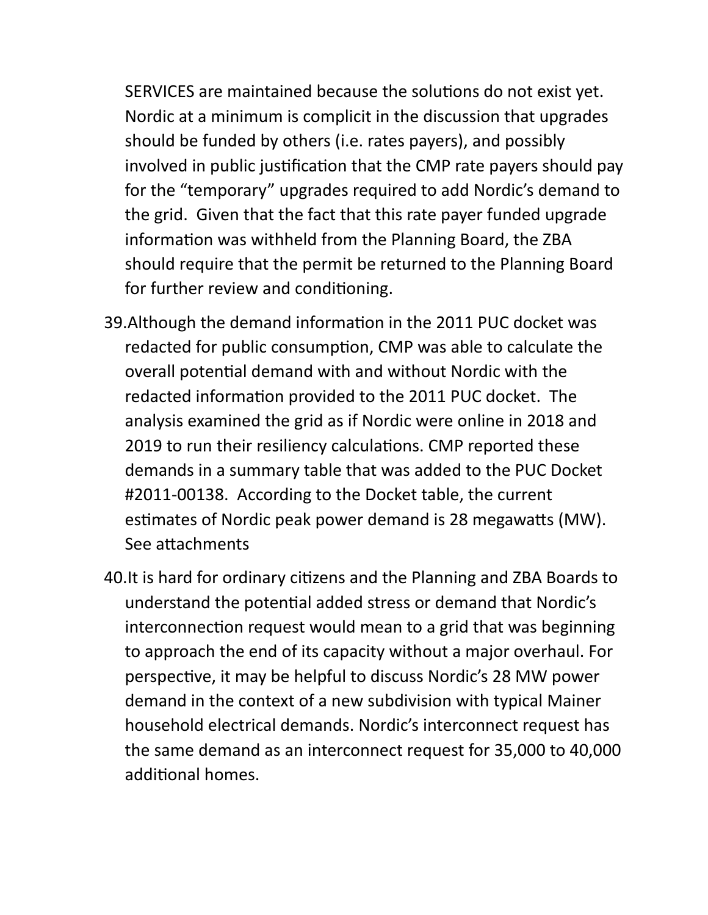SERVICES are maintained because the solutions do not exist yet. Nordic at a minimum is complicit in the discussion that upgrades should be funded by others (i.e. rates payers), and possibly involved in public justification that the CMP rate payers should pay for the "temporary" upgrades required to add Nordic's demand to the grid. Given that the fact that this rate payer funded upgrade information was withheld from the Planning Board, the ZBA should require that the permit be returned to the Planning Board for further review and conditioning.

39. Although the demand information in the 2011 PUC docket was redacted for public consumption, CMP was able to calculate the overall potential demand with and without Nordic with the redacted information provided to the 2011 PUC docket. The analysis examined the grid as if Nordic were online in 2018 and 2019 to run their resiliency calculations. CMP reported these demands in a summary table that was added to the PUC Docket #2011-00138. According to the Docket table, the current estimates of Nordic peak power demand is 28 megawatts (MW). See attachments

40. It is hard for ordinary citizens and the Planning and ZBA Boards to understand the potential added stress or demand that Nordic's interconnection request would mean to a grid that was beginning to approach the end of its capacity without a major overhaul. For perspective, it may be helpful to discuss Nordic's 28 MW power demand in the context of a new subdivision with typical Mainer household electrical demands. Nordic's interconnect request has the same demand as an interconnect request for 35,000 to 40,000 additional homes.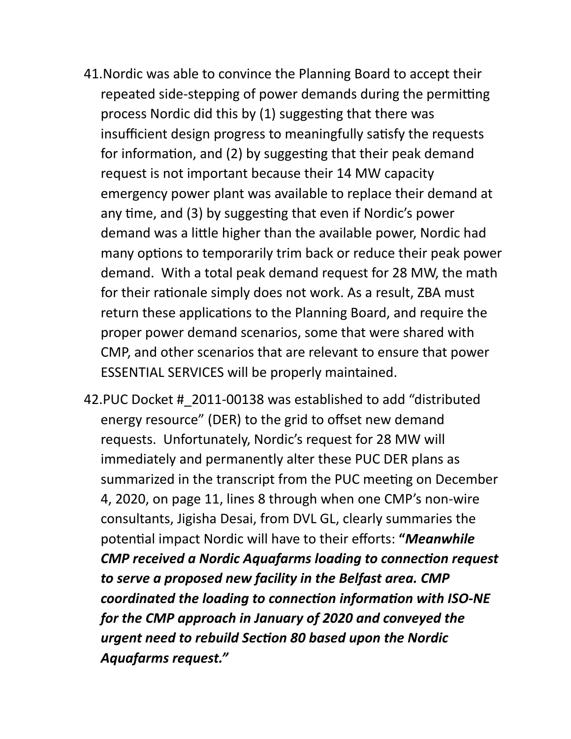41. Nordic was able to convince the Planning Board to accept their repeated side-stepping of power demands during the permitting process Nordic did this by (1) suggesting that there was insufficient design progress to meaningfully satisfy the requests for information, and (2) by suggesting that their peak demand request is not important because their 14 MW capacity emergency power plant was available to replace their demand at any time, and (3) by suggesting that even if Nordic's power demand was a little higher than the available power, Nordic had many options to temporarily trim back or reduce their peak power demand. With a total peak demand request for 28 MW, the math for their rationale simply does not work. As a result, ZBA must return these applications to the Planning Board, and require the proper power demand scenarios, some that were shared with CMP, and other scenarios that are relevant to ensure that power ESSENTIAL SERVICES will be properly maintained.

42. PUC Docket #_2011-00138 was established to add "distributed energy resource" (DER) to the grid to offset new demand requests. Unfortunately, Nordic's request for 28 MW will immediately and permanently alter these PUC DER plans as summarized in the transcript from the PUC meeting on December 4, 2020, on page 11, lines 8 through when one CMP's non-wire consultants, Jigisha Desai, from DVL GL, clearly summaries the potential impact Nordic will have to their efforts: ***"Meanwhile CMP received a Nordic Aquafarms loading to connection request to serve a proposed new facility in the Belfast area. CMP coordinated the loading to connection information with ISO-NE for the CMP approach in January of 2020 and conveyed the urgent need to rebuild Section 80 based upon the Nordic Aquafarms request."***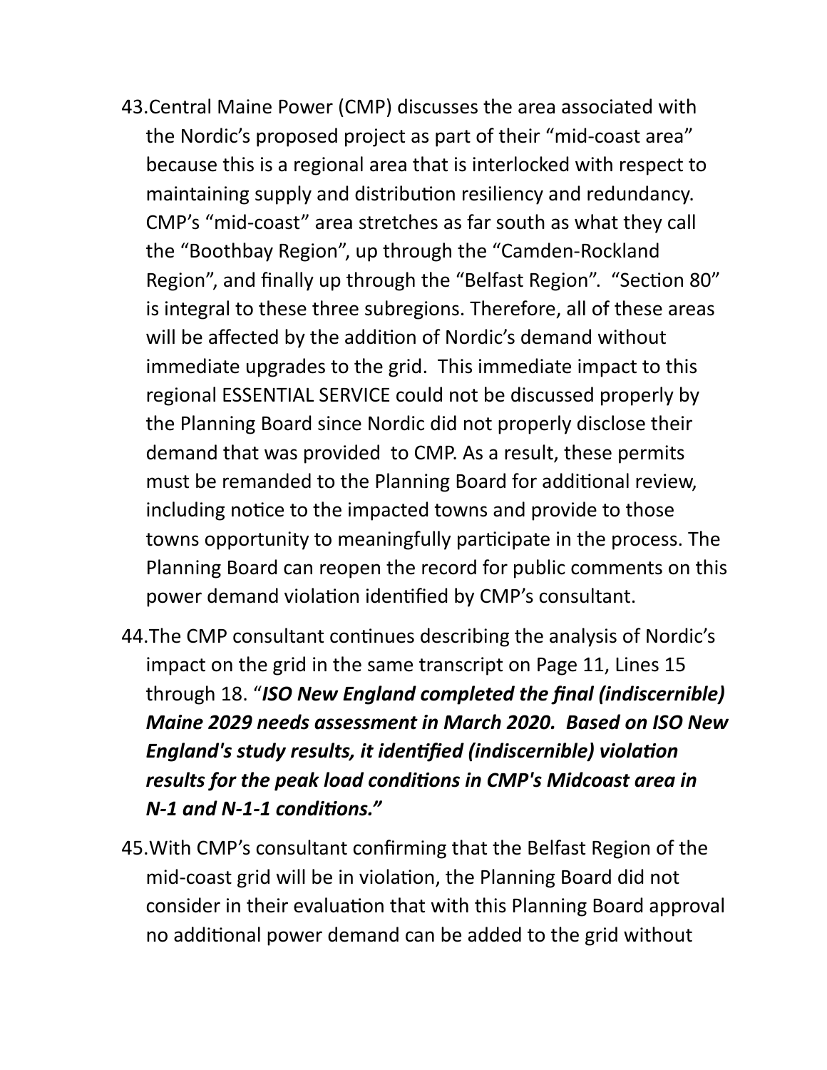43. Central Maine Power (CMP) discusses the area associated with the Nordic's proposed project as part of their "mid-coast area" because this is a regional area that is interlocked with respect to maintaining supply and distribution resiliency and redundancy. CMP's "mid-coast" area stretches as far south as what they call the "Boothbay Region", up through the "Camden-Rockland Region", and finally up through the "Belfast Region". "Section 80" is integral to these three subregions. Therefore, all of these areas will be affected by the addition of Nordic's demand without immediate upgrades to the grid. This immediate impact to this regional ESSENTIAL SERVICE could not be discussed properly by the Planning Board since Nordic did not properly disclose their demand that was provided to CMP. As a result, these permits must be remanded to the Planning Board for additional review, including notice to the impacted towns and provide to those towns opportunity to meaningfully participate in the process. The Planning Board can reopen the record for public comments on this power demand violation identified by CMP's consultant.

44. The CMP consultant continues describing the analysis of Nordic's impact on the grid in the same transcript on Page 11, Lines 15 through 18. "***ISO New England completed the final (indiscernible) Maine 2029 needs assessment in March 2020. Based on ISO New England's study results, it identified (indiscernible) violation results for the peak load conditions in CMP's Midcoast area in N-1 and N-1-1 conditions.***"

45. With CMP's consultant confirming that the Belfast Region of the mid-coast grid will be in violation, the Planning Board did not consider in their evaluation that with this Planning Board approval no additional power demand can be added to the grid without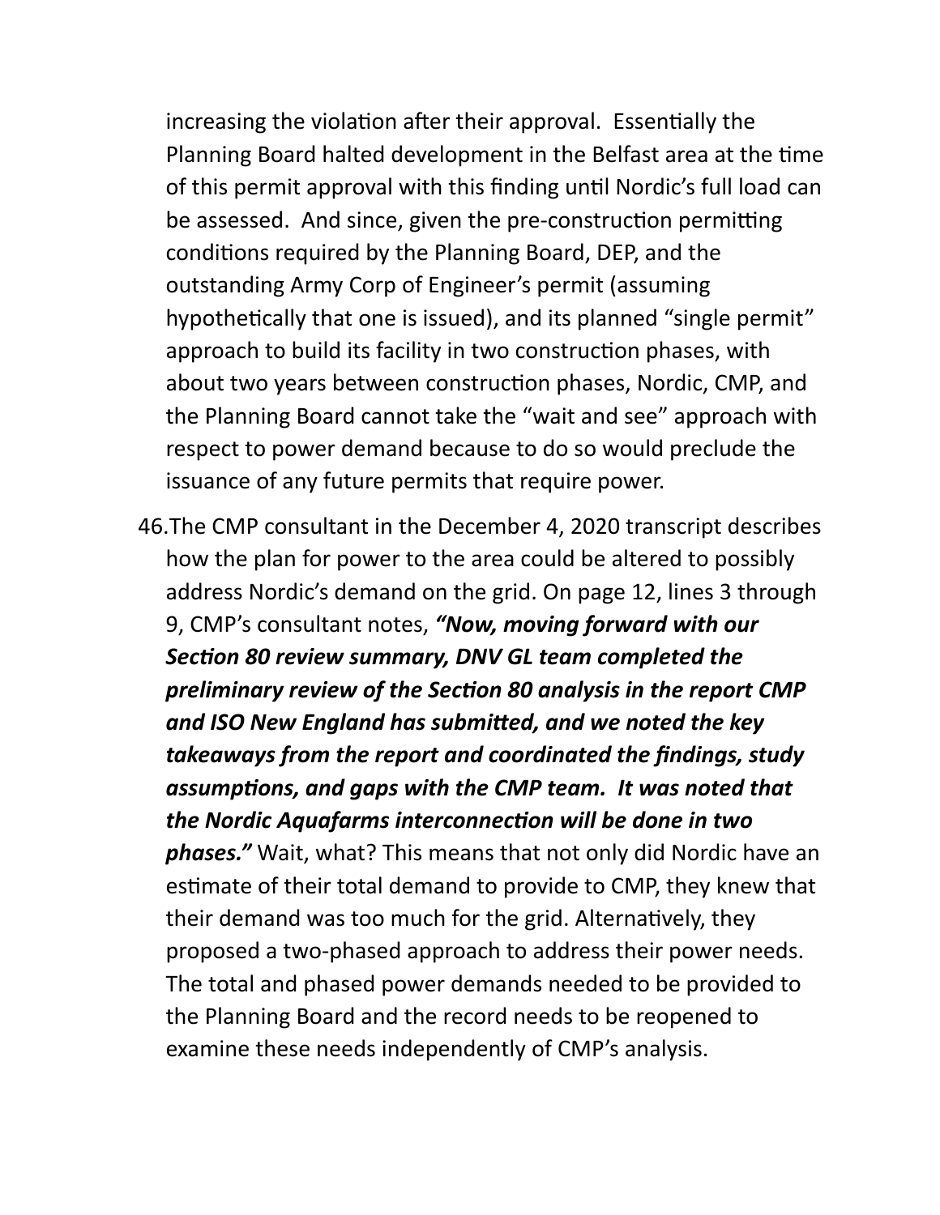increasing the violation after their approval. Essentially the Planning Board halted development in the Belfast area at the time of this permit approval with this finding until Nordic's full load can be assessed. And since, given the pre-construction permitting conditions required by the Planning Board, DEP, and the outstanding Army Corp of Engineer's permit (assuming hypothetically that one is issued), and its planned "single permit" approach to build its facility in two construction phases, with about two years between construction phases, Nordic, CMP, and the Planning Board cannot take the "wait and see" approach with respect to power demand because to do so would preclude the issuance of any future permits that require power.

46. The CMP consultant in the December 4, 2020 transcript describes how the plan for power to the area could be altered to possibly address Nordic's demand on the grid. On page 12, lines 3 through 9, CMP's consultant notes, ***"Now, moving forward with our Section 80 review summary, DNV GL team completed the preliminary review of the Section 80 analysis in the report CMP and ISO New England has submitted, and we noted the key takeaways from the report and coordinated the findings, study assumptions, and gaps with the CMP team. It was noted that the Nordic Aquafarms interconnection will be done in two phases."*** Wait, what? This means that not only did Nordic have an estimate of their total demand to provide to CMP, they knew that their demand was too much for the grid. Alternatively, they proposed a two-phased approach to address their power needs. The total and phased power demands needed to be provided to the Planning Board and the record needs to be reopened to examine these needs independently of CMP's analysis.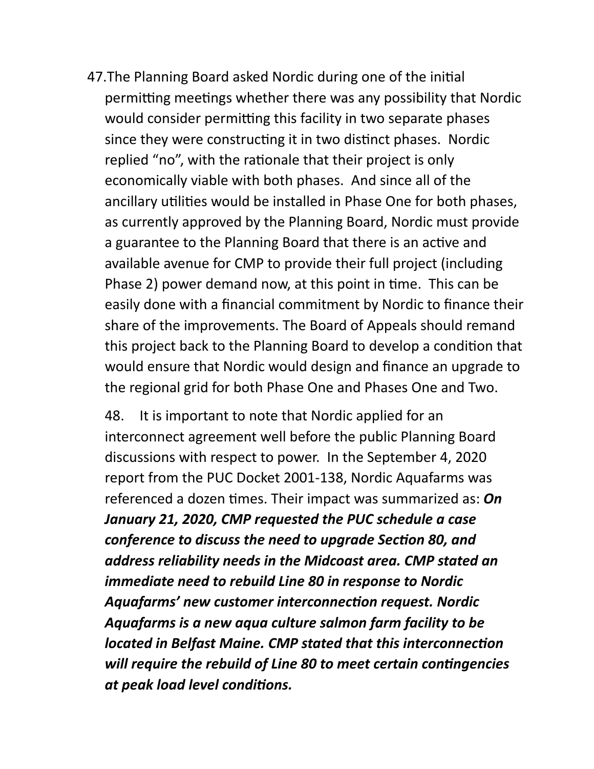47. The Planning Board asked Nordic during one of the initial permitting meetings whether there was any possibility that Nordic would consider permitting this facility in two separate phases since they were constructing it in two distinct phases. Nordic replied "no", with the rationale that their project is only economically viable with both phases. And since all of the ancillary utilities would be installed in Phase One for both phases, as currently approved by the Planning Board, Nordic must provide a guarantee to the Planning Board that there is an active and available avenue for CMP to provide their full project (including Phase 2) power demand now, at this point in time. This can be easily done with a financial commitment by Nordic to finance their share of the improvements. The Board of Appeals should remand this project back to the Planning Board to develop a condition that would ensure that Nordic would design and finance an upgrade to the regional grid for both Phase One and Phases One and Two.

48. It is important to note that Nordic applied for an interconnect agreement well before the public Planning Board discussions with respect to power. In the September 4, 2020 report from the PUC Docket 2001-138, Nordic Aquafarms was referenced a dozen times. Their impact was summarized as: ***On January 21, 2020, CMP requested the PUC schedule a case conference to discuss the need to upgrade Section 80, and address reliability needs in the Midcoast area. CMP stated an immediate need to rebuild Line 80 in response to Nordic Aquafarms' new customer interconnection request. Nordic Aquafarms is a new aqua culture salmon farm facility to be located in Belfast Maine. CMP stated that this interconnection will require the rebuild of Line 80 to meet certain contingencies at peak load level conditions.***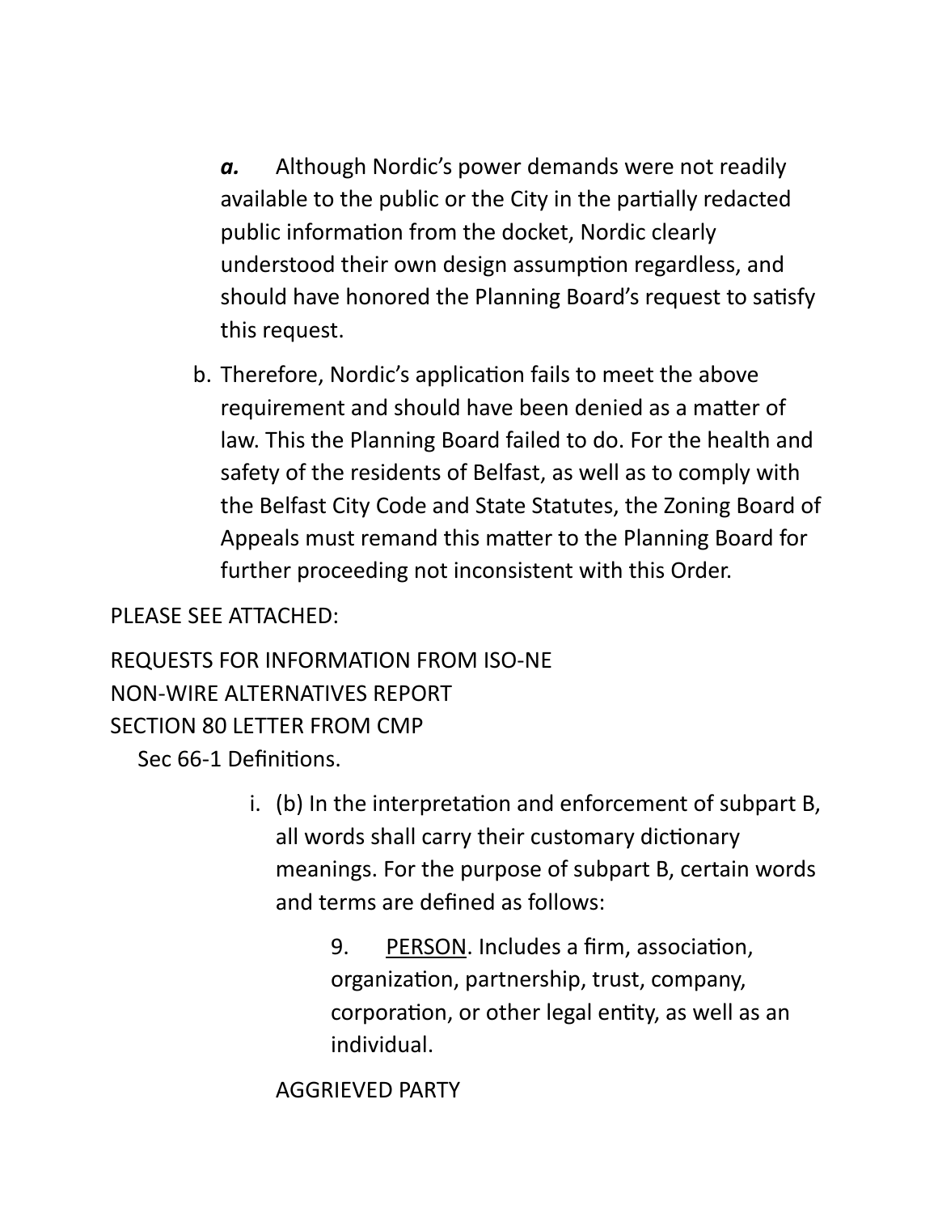***a.*** Although Nordic's power demands were not readily available to the public or the City in the partially redacted public information from the docket, Nordic clearly understood their own design assumption regardless, and should have honored the Planning Board's request to satisfy this request.

b. Therefore, Nordic's application fails to meet the above requirement and should have been denied as a matter of law. This the Planning Board failed to do. For the health and safety of the residents of Belfast, as well as to comply with the Belfast City Code and State Statutes, the Zoning Board of Appeals must remand this matter to the Planning Board for further proceeding not inconsistent with this Order.

PLEASE SEE ATTACHED:

REQUESTS FOR INFORMATION FROM ISO-NE
NON-WIRE ALTERNATIVES REPORT
SECTION 80 LETTER FROM CMP

Sec 66-1 Definitions.

i. (b) In the interpretation and enforcement of subpart B, all words shall carry their customary dictionary meanings. For the purpose of subpart B, certain words and terms are defined as follows:

   9. <u>PERSON</u>. Includes a firm, association, organization, partnership, trust, company, corporation, or other legal entity, as well as an individual.

   AGGRIEVED PARTY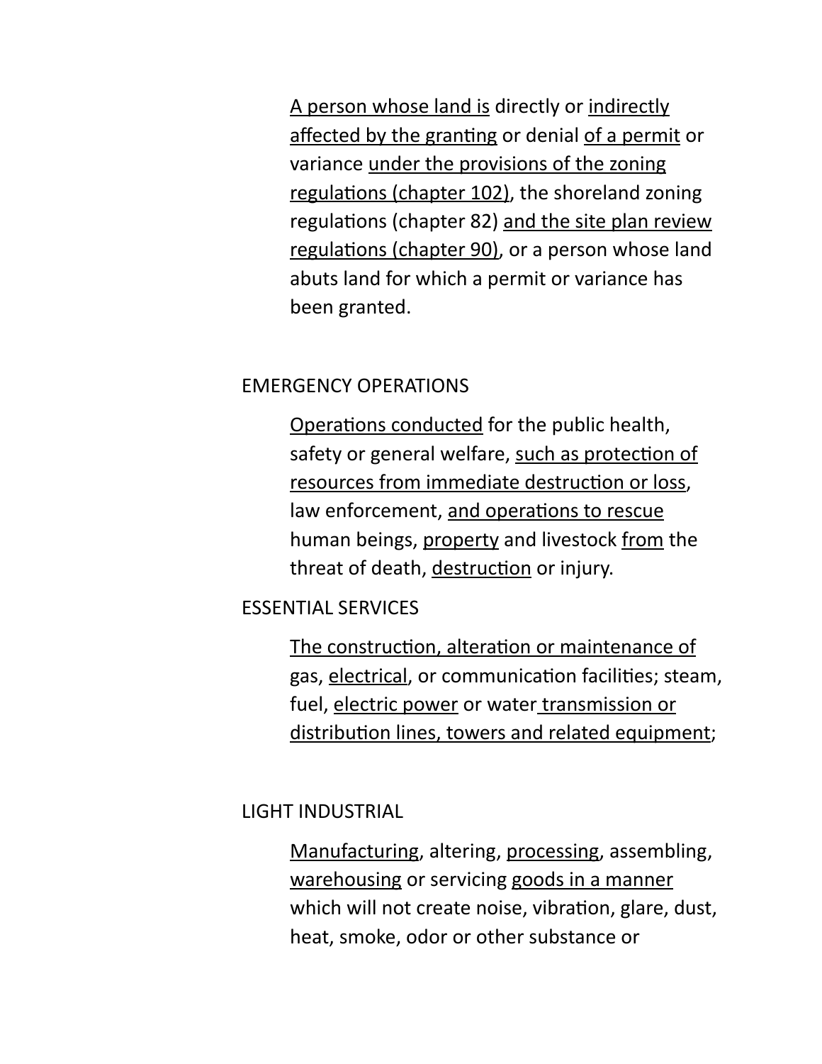A person whose land is directly or indirectly affected by the granting or denial of a permit or variance under the provisions of the zoning regulations (chapter 102), the shoreland zoning regulations (chapter 82) and the site plan review regulations (chapter 90), or a person whose land abuts land for which a permit or variance has been granted.

EMERGENCY OPERATIONS

Operations conducted for the public health, safety or general welfare, such as protection of resources from immediate destruction or loss, law enforcement, and operations to rescue human beings, property and livestock from the threat of death, destruction or injury.

ESSENTIAL SERVICES

The construction, alteration or maintenance of gas, electrical, or communication facilities; steam, fuel, electric power or water transmission or distribution lines, towers and related equipment;

LIGHT INDUSTRIAL

Manufacturing, altering, processing, assembling, warehousing or servicing goods in a manner which will not create noise, vibration, glare, dust, heat, smoke, odor or other substance or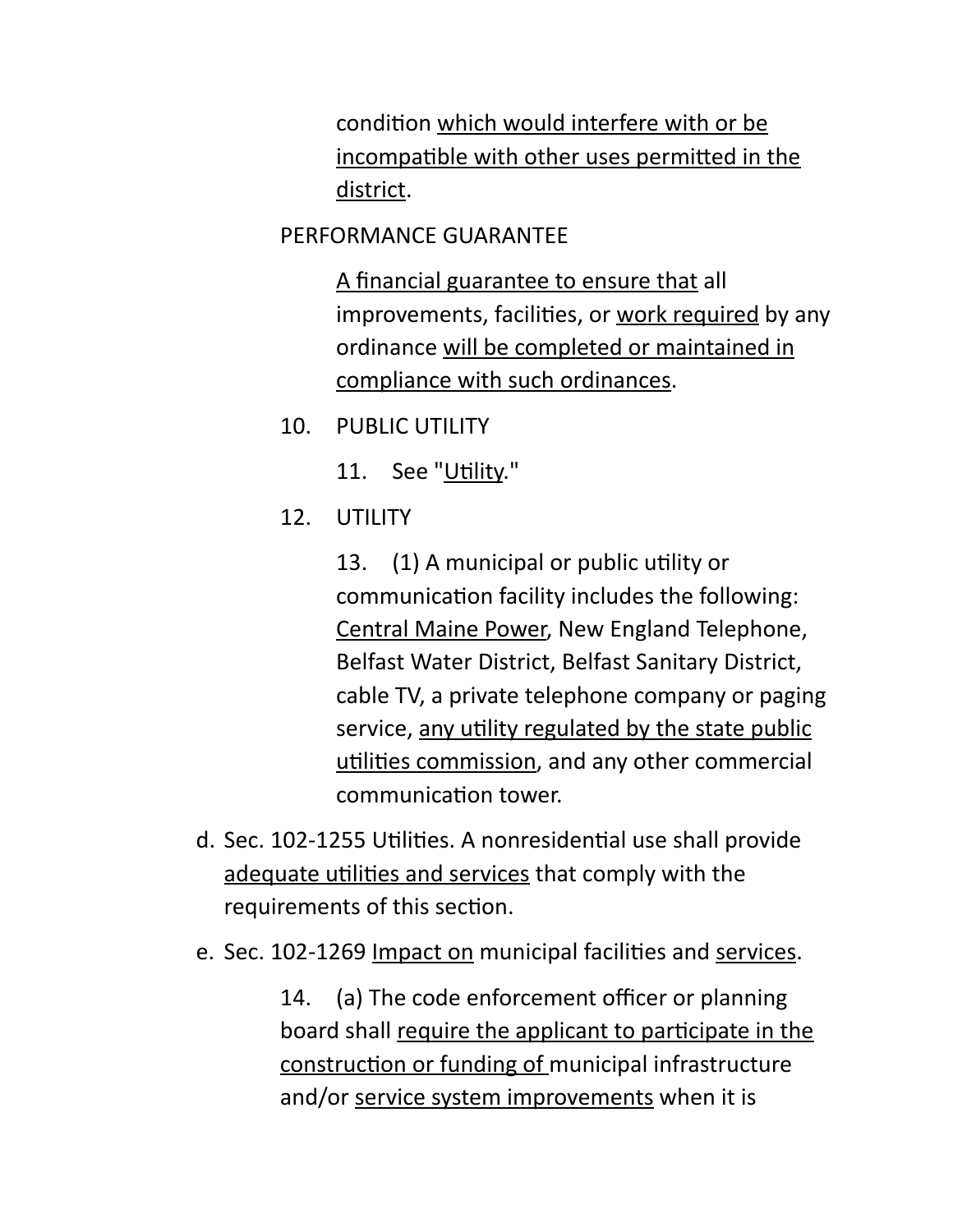condition which would interfere with or be incompatible with other uses permitted in the district.

PERFORMANCE GUARANTEE

A financial guarantee to ensure that all improvements, facilities, or work required by any ordinance will be completed or maintained in compliance with such ordinances.

10. PUBLIC UTILITY

    11. See "Utility."

12. UTILITY

    13. (1) A municipal or public utility or communication facility includes the following: Central Maine Power, New England Telephone, Belfast Water District, Belfast Sanitary District, cable TV, a private telephone company or paging service, any utility regulated by the state public utilities commission, and any other commercial communication tower.

d. Sec. 102-1255 Utilities. A nonresidential use shall provide adequate utilities and services that comply with the requirements of this section.

e. Sec. 102-1269 Impact on municipal facilities and services.

    14. (a) The code enforcement officer or planning board shall require the applicant to participate in the construction or funding of municipal infrastructure and/or service system improvements when it is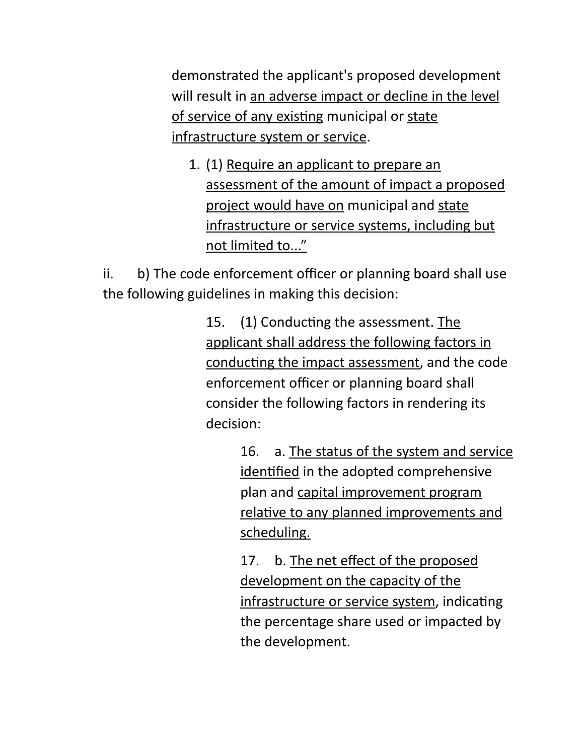demonstrated the applicant's proposed development will result in <u>an adverse impact or decline in the level of service of any existing</u> municipal or <u>state infrastructure system or service</u>.

1. (1) <u>Require an applicant to prepare an assessment of the amount of impact a proposed project would have on</u> municipal and <u>state infrastructure or service systems, including but not limited to..."</u>

ii. b) The code enforcement officer or planning board shall use the following guidelines in making this decision:

15. (1) Conducting the assessment. <u>The applicant shall address the following factors in conducting the impact assessment</u>, and the code enforcement officer or planning board shall consider the following factors in rendering its decision:

16. a. <u>The status of the system and service identified</u> in the adopted comprehensive plan and <u>capital improvement program relative to any planned improvements and scheduling.</u>

17. b. <u>The net effect of the proposed development on the capacity of the infrastructure or service system</u>, indicating the percentage share used or impacted by the development.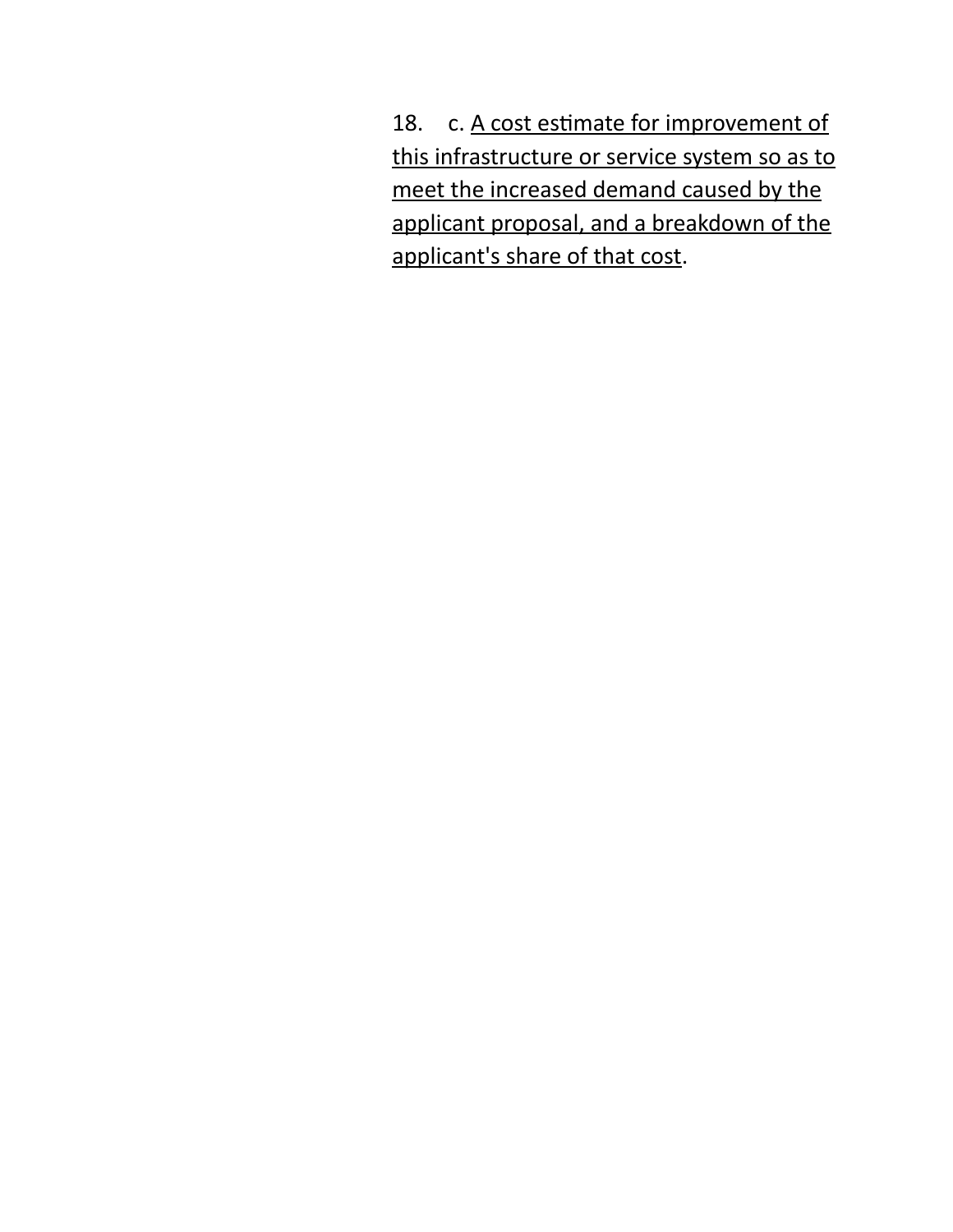18. c. <u>A cost estimate for improvement of this infrastructure or service system so as to meet the increased demand caused by the applicant proposal, and a breakdown of the applicant's share of that cost</u>.